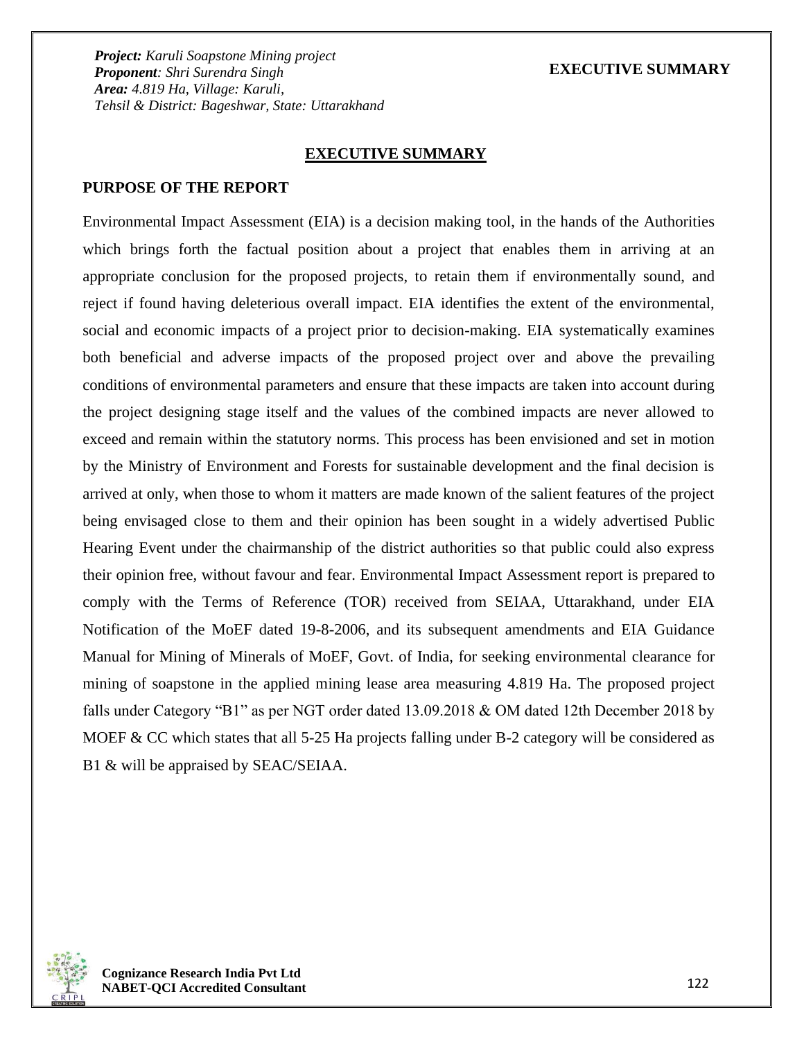# EXECUTIVE SUMMARY

## PURPOSE OF THE REPORT

Environmental Impact Assessment (EIA) is a decision making tool, in the hands of the Authorities which brings forth the factual position about a project that enables them in arriving at an appropriate conclusion for the proposed projects, to retain them if environmentally sound, and reject if found having deleterious overall impact. EIA identifies the extent of the environmental, social and economic impacts of a project prior to decision-making. EIA systematically examines both beneficial and adverse impacts of the proposed project over and above the prevailing conditions of environmental parameters and ensure that these impacts are taken into account during the project designing stage itself and the values of the combined impacts are never allowed to exceed and remain within the statutory norms. This process has been envisioned and set in motion by the Ministry of Environment and Forests for sustainable development and the final decision is arrived at only, when those to whom it matters are made known of the salient features of the project being envisaged close to them and their opinion has been sought in a widely advertised Public Hearing Event under the chairmanship of the district authorities so that public could also express their opinion free, without favour and fear. Environmental Impact Assessment report is prepared to comply with the Terms of Reference (TOR) received from SEIAA, Uttarakhand, under EIA Notification of the MoEF dated 19-8-2006, and its subsequent amendments and EIA Guidance Manual for Mining of Minerals of MoEF, Govt. of India, for seeking environmental clearance for mining of soapstone in the applied mining lease area measuring 4.819 Ha. The proposed project falls under Category "B1" as per NGT order dated 13.09.2018 & OM dated 12th December 2018 by MOEF & CC which states that all 5-25 Ha projects falling under B-2 category will be considered as B1 & will be appraised by SEAC/SEIAA.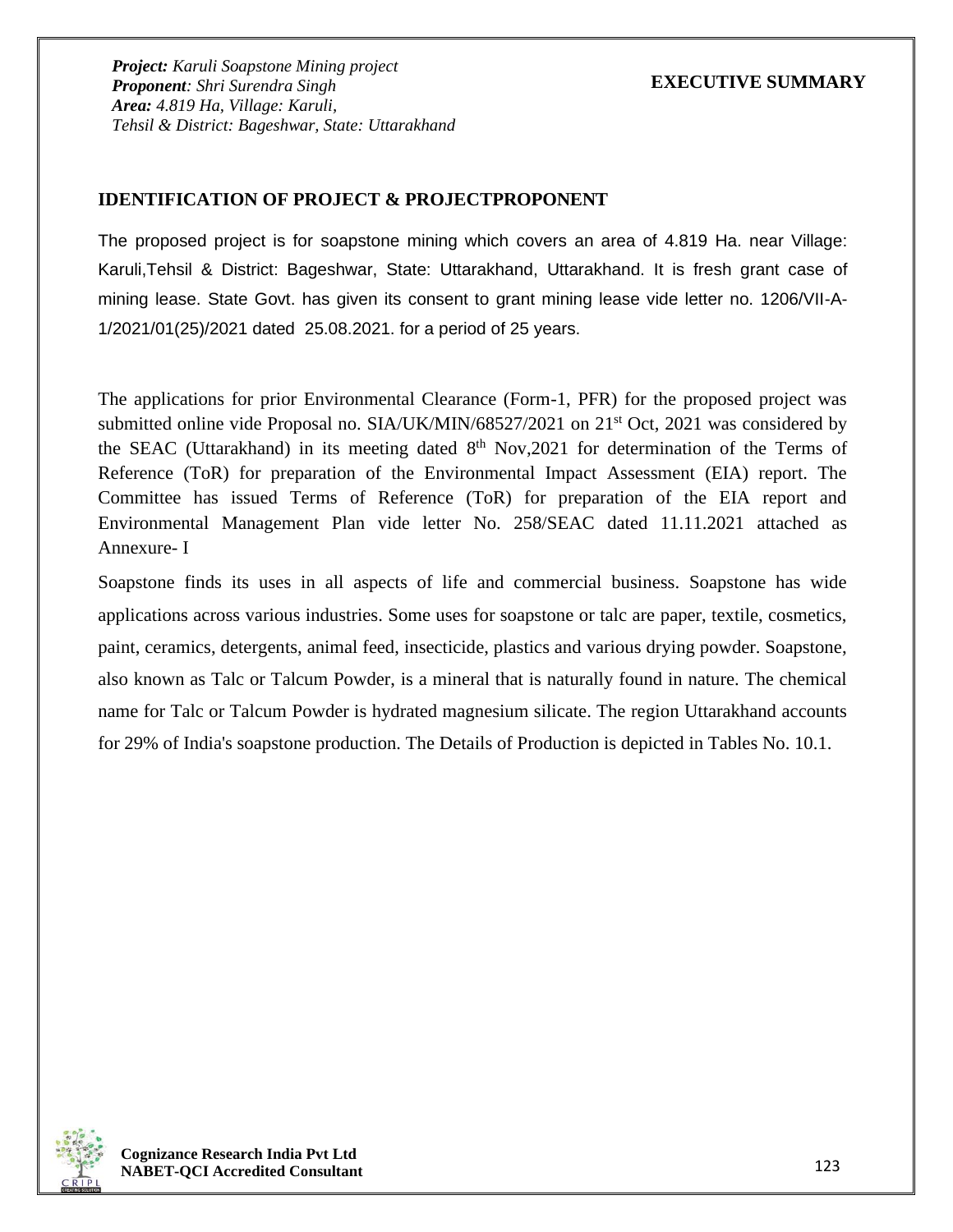## IDENTIFICATION OF PROJECT & PROJECTPROPONENT

The proposed project is for soapstone mining which covers an area of 4.819 Ha. near Village: Karuli,Tehsil & District: Bageshwar, State: Uttarakhand, Uttarakhand. It is fresh grant case of mining lease. State Govt. has given its consent to grant mining lease vide letter no. 1206/VII-A-1/2021/01(25)/2021 dated 25.08.2021. for a period of 25 years.

The applications for prior Environmental Clearance (Form-1, PFR) for the proposed project was submitted online vide Proposal no. SIA/UK/MIN/68527/2021 on 21st Oct, 2021 was considered by the SEAC (Uttarakhand) in its meeting dated 8th Nov,2021 for determination of the Terms of Reference (ToR) for preparation of the Environmental Impact Assessment (EIA) report. The Committee has issued Terms of Reference (ToR) for preparation of the EIA report and Environmental Management Plan vide letter No. 258/SEAC dated 11.11.2021 attached as Annexure- I

Soapstone finds its uses in all aspects of life and commercial business. Soapstone has wide applications across various industries. Some uses for soapstone or talc are paper, textile, cosmetics, paint, ceramics, detergents, animal feed, insecticide, plastics and various drying powder. Soapstone, also known as Talc or Talcum Powder, is a mineral that is naturally found in nature. The chemical name for Talc or Talcum Powder is hydrated magnesium silicate. The region Uttarakhand accounts for 29% of India's soapstone production. The Details of Production is depicted in Tables No. 10.1.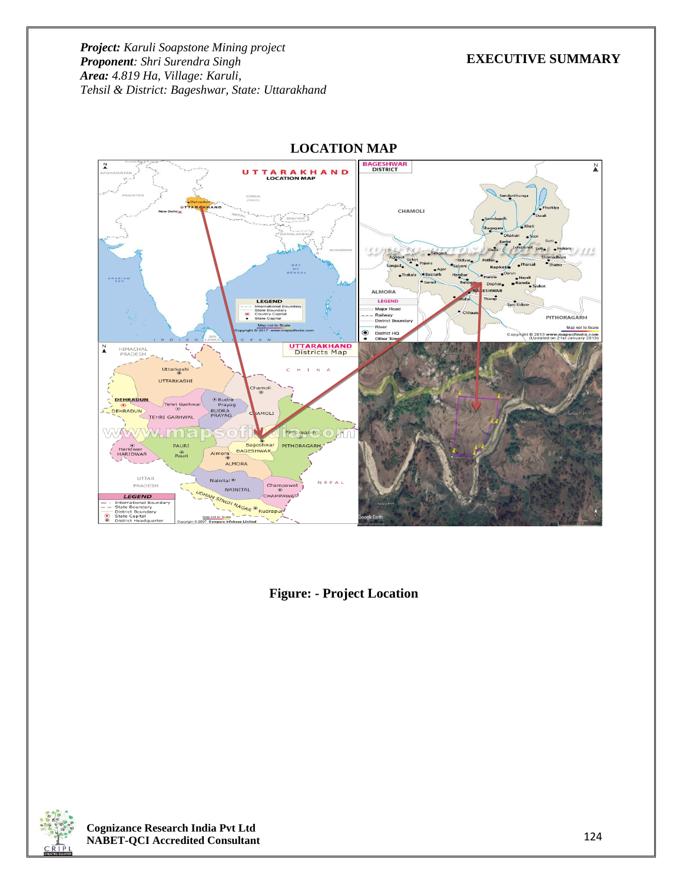**Project:** *Karuli Soapstone Mining project*
**Proponent**: *Shri Surendra Singh*
**Area:** *4.819 Ha, Village: Karuli,*
*Tehsil & District: Bageshwar, State: Uttarakhand*

**EXECUTIVE SUMMARY**

## LOCATION MAP

**Figure: - Project Location**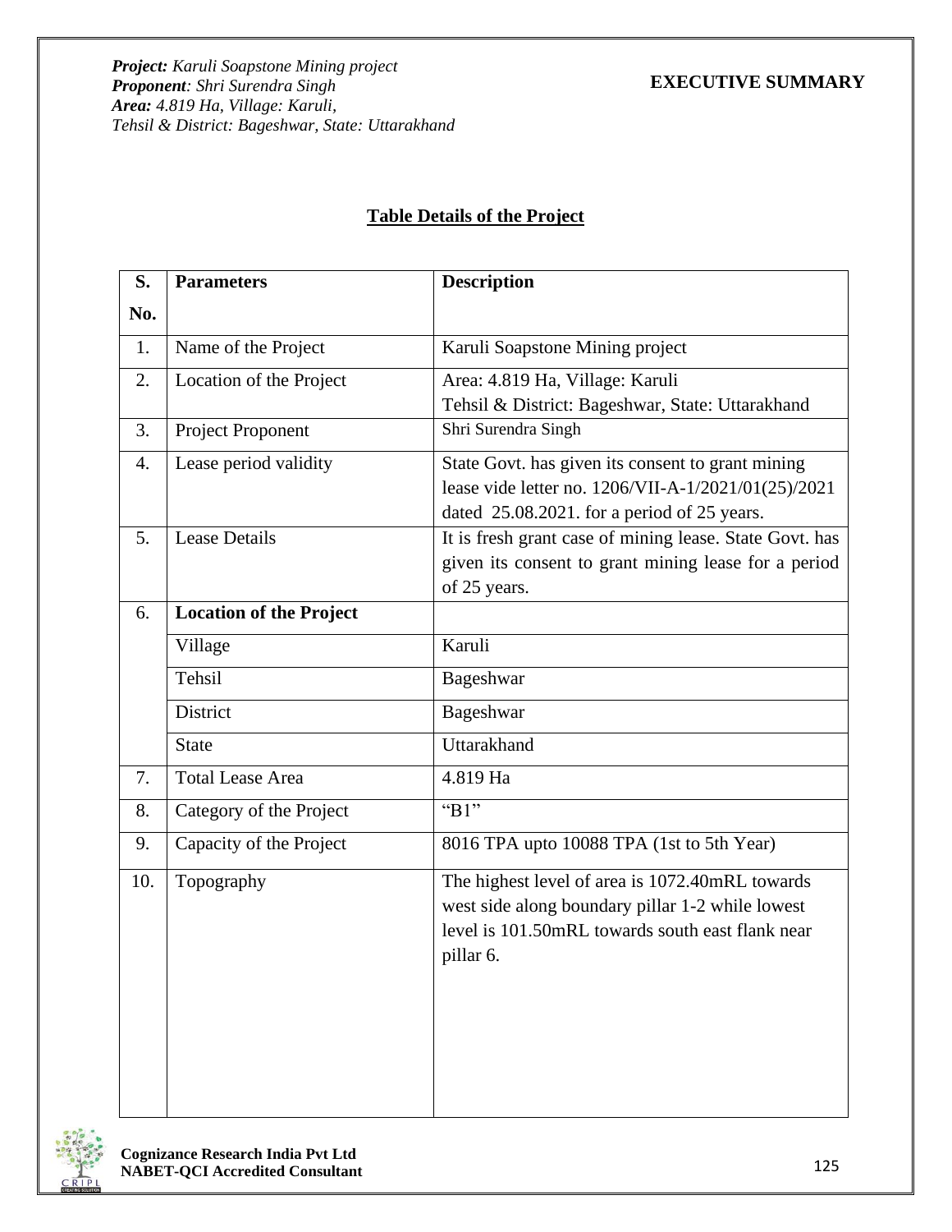## Table Details of the Project

| S. No. | Parameters | Description |
|---|---|---|
| 1. | Name of the Project | Karuli Soapstone Mining project |
| 2. | Location of the Project | Area: 4.819 Ha, Village: Karuli<br>Tehsil & District: Bageshwar, State: Uttarakhand |
| 3. | Project Proponent | Shri Surendra Singh |
| 4. | Lease period validity | State Govt. has given its consent to grant mining lease vide letter no. 1206/VII-A-1/2021/01(25)/2021 dated 25.08.2021. for a period of 25 years. |
| 5. | Lease Details | It is fresh grant case of mining lease. State Govt. has given its consent to grant mining lease for a period of 25 years. |
| 6. | **Location of the Project** | |
| | Village | Karuli |
| | Tehsil | Bageshwar |
| | District | Bageshwar |
| | State | Uttarakhand |
| 7. | Total Lease Area | 4.819 Ha |
| 8. | Category of the Project | "B1" |
| 9. | Capacity of the Project | 8016 TPA upto 10088 TPA (1st to 5th Year) |
| 10. | Topography | The highest level of area is 1072.40mRL towards west side along boundary pillar 1-2 while lowest level is 101.50mRL towards south east flank near pillar 6. |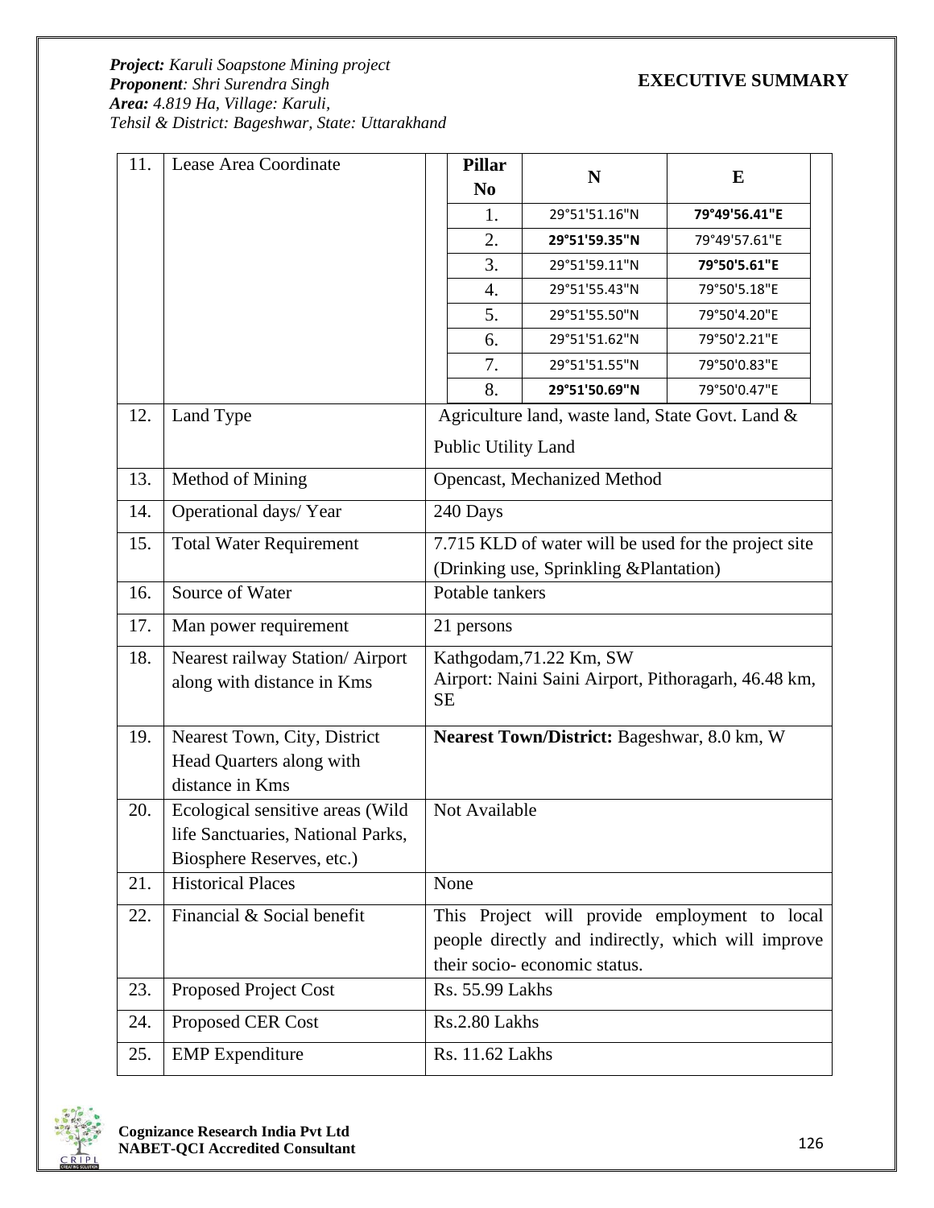| 11. | Lease Area Coordinate | Pillar No | N | E |
|---|---|---|---|---|
| | | 1. | 29°51'51.16"N | **79°49'56.41"E** |
| | | 2. | **29°51'59.35"N** | 79°49'57.61"E |
| | | 3. | 29°51'59.11"N | **79°50'5.61"E** |
| | | 4. | 29°51'55.43"N | 79°50'5.18"E |
| | | 5. | 29°51'55.50"N | 79°50'4.20"E |
| | | 6. | 29°51'51.62"N | 79°50'2.21"E |
| | | 7. | 29°51'51.55"N | 79°50'0.83"E |
| | | 8. | **29°51'50.69"N** | 79°50'0.47"E |

| | | |
|---|---|---|
| 12. | Land Type | Agriculture land, waste land, State Govt. Land & Public Utility Land |
| 13. | Method of Mining | Opencast, Mechanized Method |
| 14. | Operational days/ Year | 240 Days |
| 15. | Total Water Requirement | 7.715 KLD of water will be used for the project site (Drinking use, Sprinkling &Plantation) |
| 16. | Source of Water | Potable tankers |
| 17. | Man power requirement | 21 persons |
| 18. | Nearest railway Station/ Airport along with distance in Kms | Kathgodam,71.22 Km, SW<br>Airport: Naini Saini Airport, Pithoragarh, 46.48 km, SE |
| 19. | Nearest Town, City, District Head Quarters along with distance in Kms | **Nearest Town/District:** Bageshwar, 8.0 km, W |
| 20. | Ecological sensitive areas (Wild life Sanctuaries, National Parks, Biosphere Reserves, etc.) | Not Available |
| 21. | Historical Places | None |
| 22. | Financial & Social benefit | This Project will provide employment to local people directly and indirectly, which will improve their socio- economic status. |
| 23. | Proposed Project Cost | Rs. 55.99 Lakhs |
| 24. | Proposed CER Cost | Rs.2.80 Lakhs |
| 25. | EMP Expenditure | Rs. 11.62 Lakhs |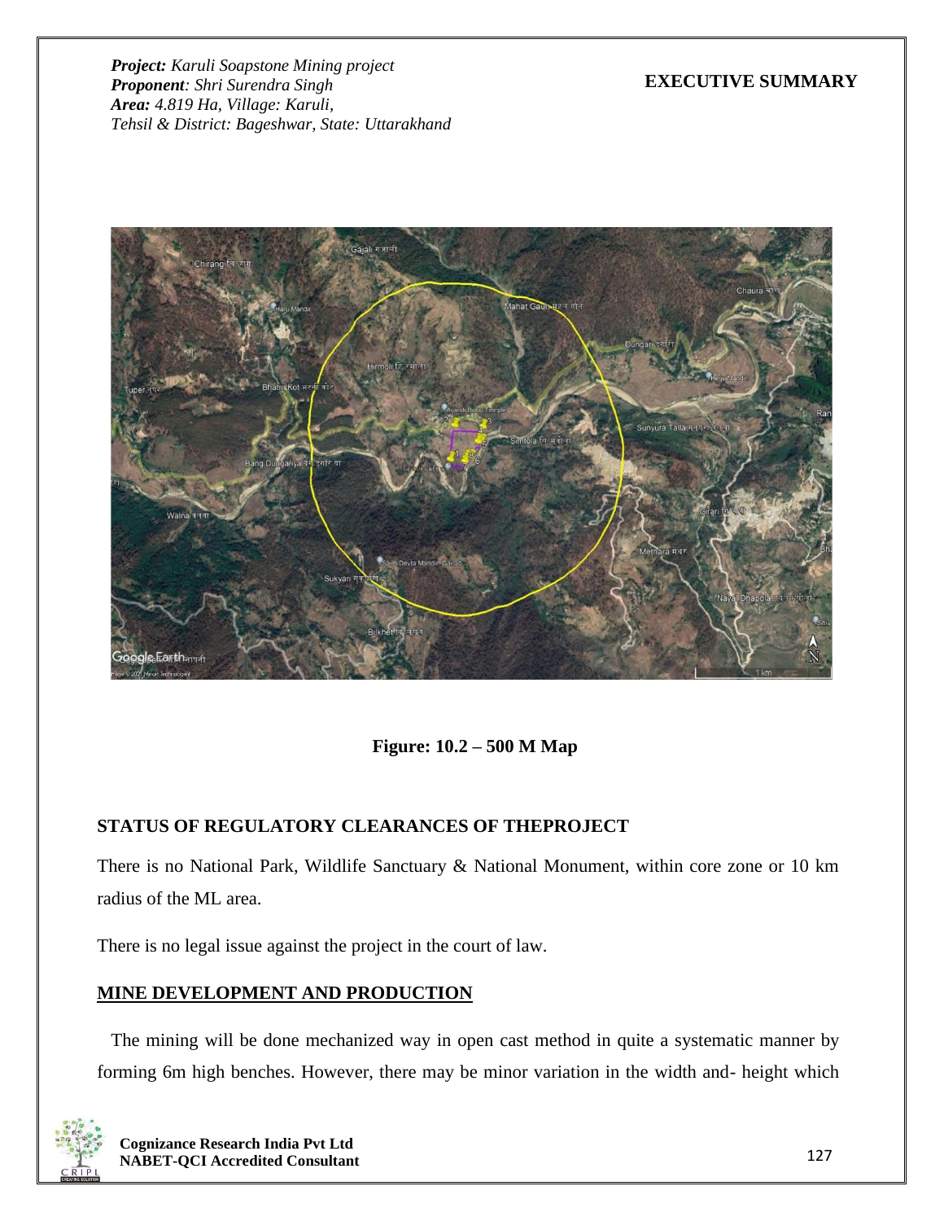**Figure: 10.2 – 500 M Map**

**STATUS OF REGULATORY CLEARANCES OF THEPROJECT**

There is no National Park, Wildlife Sanctuary & National Monument, within core zone or 10 km radius of the ML area.

There is no legal issue against the project in the court of law.

**MINE DEVELOPMENT AND PRODUCTION**

The mining will be done mechanized way in open cast method in quite a systematic manner by forming 6m high benches. However, there may be minor variation in the width and- height which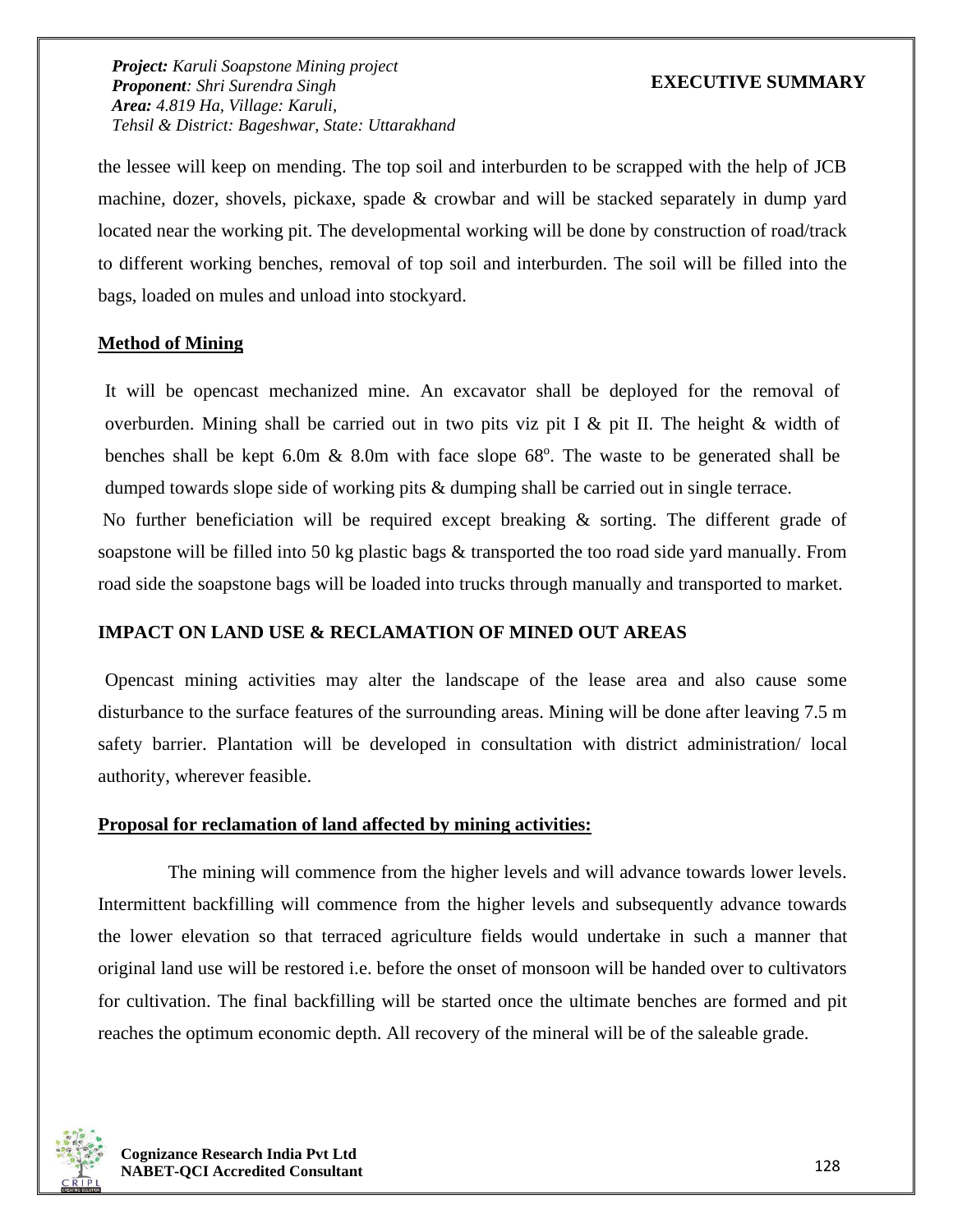the lessee will keep on mending. The top soil and interburden to be scrapped with the help of JCB machine, dozer, shovels, pickaxe, spade & crowbar and will be stacked separately in dump yard located near the working pit. The developmental working will be done by construction of road/track to different working benches, removal of top soil and interburden. The soil will be filled into the bags, loaded on mules and unload into stockyard.

**Method of Mining**

It will be opencast mechanized mine. An excavator shall be deployed for the removal of overburden. Mining shall be carried out in two pits viz pit I & pit II. The height & width of benches shall be kept 6.0m & 8.0m with face slope 68$^o$. The waste to be generated shall be dumped towards slope side of working pits & dumping shall be carried out in single terrace.

No further beneficiation will be required except breaking & sorting. The different grade of soapstone will be filled into 50 kg plastic bags & transported the too road side yard manually. From road side the soapstone bags will be loaded into trucks through manually and transported to market.

## IMPACT ON LAND USE & RECLAMATION OF MINED OUT AREAS

Opencast mining activities may alter the landscape of the lease area and also cause some disturbance to the surface features of the surrounding areas. Mining will be done after leaving 7.5 m safety barrier. Plantation will be developed in consultation with district administration/ local authority, wherever feasible.

**Proposal for reclamation of land affected by mining activities:**

The mining will commence from the higher levels and will advance towards lower levels. Intermittent backfilling will commence from the higher levels and subsequently advance towards the lower elevation so that terraced agriculture fields would undertake in such a manner that original land use will be restored i.e. before the onset of monsoon will be handed over to cultivators for cultivation. The final backfilling will be started once the ultimate benches are formed and pit reaches the optimum economic depth. All recovery of the mineral will be of the saleable grade.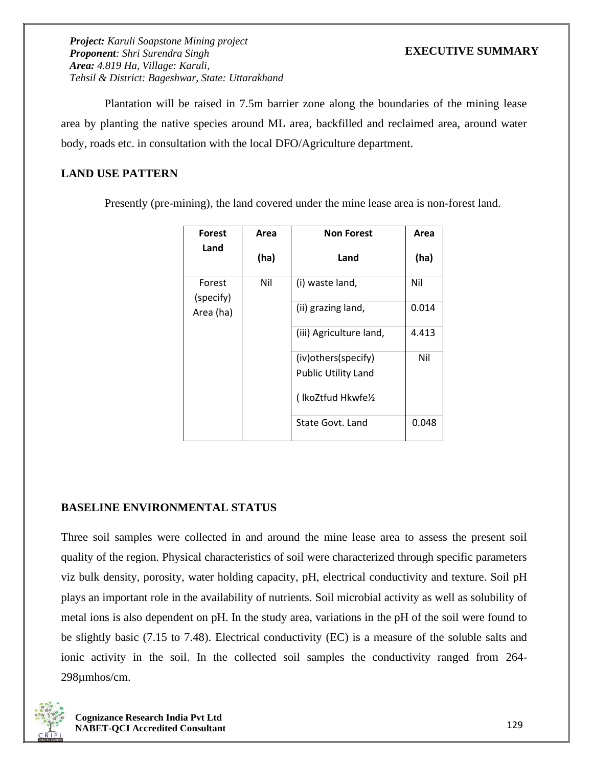Plantation will be raised in 7.5m barrier zone along the boundaries of the mining lease area by planting the native species around ML area, backfilled and reclaimed area, around water body, roads etc. in consultation with the local DFO/Agriculture department.

## LAND USE PATTERN

Presently (pre-mining), the land covered under the mine lease area is non-forest land.

| Forest Land | Area (ha) | Non Forest Land | Area (ha) |
|---|---|---|---|
| Forest (specify) Area (ha) | Nil | (i) waste land, | Nil |
| | | (ii) grazing land, | 0.014 |
| | | (iii) Agriculture land, | 4.413 |
| | | (iv)others(specify) Public Utility Land ( lkoZtfud Hkwfe½ | Nil |
| | | State Govt. Land | 0.048 |

## BASELINE ENVIRONMENTAL STATUS

Three soil samples were collected in and around the mine lease area to assess the present soil quality of the region. Physical characteristics of soil were characterized through specific parameters viz bulk density, porosity, water holding capacity, pH, electrical conductivity and texture. Soil pH plays an important role in the availability of nutrients. Soil microbial activity as well as solubility of metal ions is also dependent on pH. In the study area, variations in the pH of the soil were found to be slightly basic (7.15 to 7.48). Electrical conductivity (EC) is a measure of the soluble salts and ionic activity in the soil. In the collected soil samples the conductivity ranged from 264-298µmhos/cm.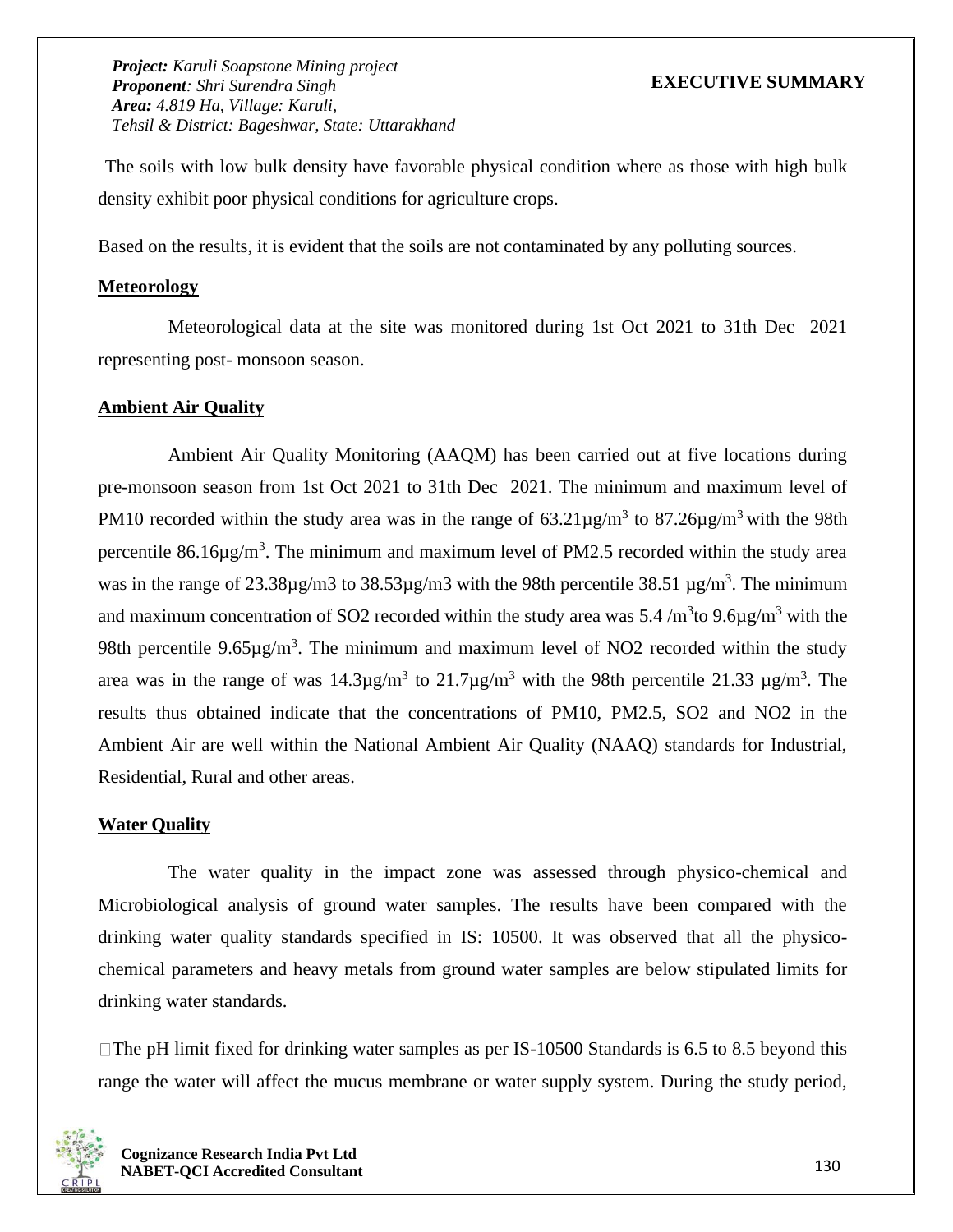The soils with low bulk density have favorable physical condition where as those with high bulk density exhibit poor physical conditions for agriculture crops.

Based on the results, it is evident that the soils are not contaminated by any polluting sources.

**Meteorology**

Meteorological data at the site was monitored during 1st Oct 2021 to 31th Dec 2021 representing post- monsoon season.

**Ambient Air Quality**

Ambient Air Quality Monitoring (AAQM) has been carried out at five locations during pre-monsoon season from 1st Oct 2021 to 31th Dec 2021. The minimum and maximum level of PM10 recorded within the study area was in the range of 63.21µg/$m^3$ to 87.26µg/$m^3$ with the 98th percentile 86.16µg/$m^3$. The minimum and maximum level of PM2.5 recorded within the study area was in the range of 23.38µg/m3 to 38.53µg/m3 with the 98th percentile 38.51 µg/$m^3$. The minimum and maximum concentration of SO2 recorded within the study area was 5.4 /$m^3$to 9.6µg/$m^3$ with the 98th percentile 9.65µg/$m^3$. The minimum and maximum level of NO2 recorded within the study area was in the range of was 14.3µg/$m^3$ to 21.7µg/$m^3$ with the 98th percentile 21.33 µg/$m^3$. The results thus obtained indicate that the concentrations of PM10, PM2.5, SO2 and NO2 in the Ambient Air are well within the National Ambient Air Quality (NAAQ) standards for Industrial, Residential, Rural and other areas.

**Water Quality**

The water quality in the impact zone was assessed through physico-chemical and Microbiological analysis of ground water samples. The results have been compared with the drinking water quality standards specified in IS: 10500. It was observed that all the physico-chemical parameters and heavy metals from ground water samples are below stipulated limits for drinking water standards.

The pH limit fixed for drinking water samples as per IS-10500 Standards is 6.5 to 8.5 beyond this range the water will affect the mucus membrane or water supply system. During the study period,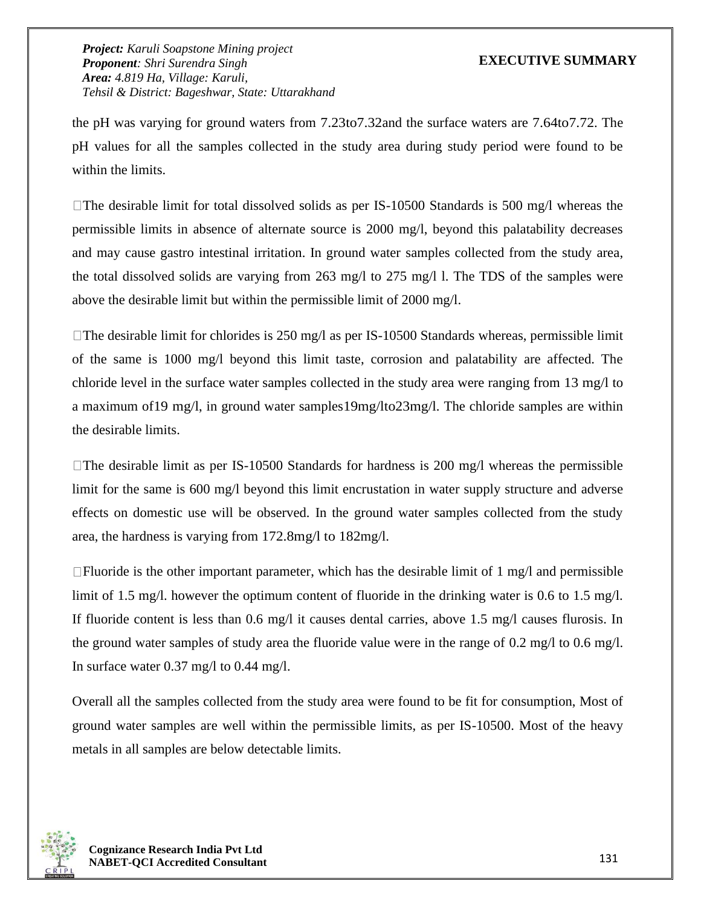the pH was varying for ground waters from 7.23to7.32and the surface waters are 7.64to7.72. The pH values for all the samples collected in the study area during study period were found to be within the limits.

- The desirable limit for total dissolved solids as per IS-10500 Standards is 500 mg/l whereas the permissible limits in absence of alternate source is 2000 mg/l, beyond this palatability decreases and may cause gastro intestinal irritation. In ground water samples collected from the study area, the total dissolved solids are varying from 263 mg/l to 275 mg/l l. The TDS of the samples were above the desirable limit but within the permissible limit of 2000 mg/l.

- The desirable limit for chlorides is 250 mg/l as per IS-10500 Standards whereas, permissible limit of the same is 1000 mg/l beyond this limit taste, corrosion and palatability are affected. The chloride level in the surface water samples collected in the study area were ranging from 13 mg/l to a maximum of19 mg/l, in ground water samples19mg/lto23mg/l. The chloride samples are within the desirable limits.

- The desirable limit as per IS-10500 Standards for hardness is 200 mg/l whereas the permissible limit for the same is 600 mg/l beyond this limit encrustation in water supply structure and adverse effects on domestic use will be observed. In the ground water samples collected from the study area, the hardness is varying from 172.8mg/l to 182mg/l.

- Fluoride is the other important parameter, which has the desirable limit of 1 mg/l and permissible limit of 1.5 mg/l. however the optimum content of fluoride in the drinking water is 0.6 to 1.5 mg/l. If fluoride content is less than 0.6 mg/l it causes dental carries, above 1.5 mg/l causes flurosis. In the ground water samples of study area the fluoride value were in the range of 0.2 mg/l to 0.6 mg/l. In surface water 0.37 mg/l to 0.44 mg/l.

Overall all the samples collected from the study area were found to be fit for consumption, Most of ground water samples are well within the permissible limits, as per IS-10500. Most of the heavy metals in all samples are below detectable limits.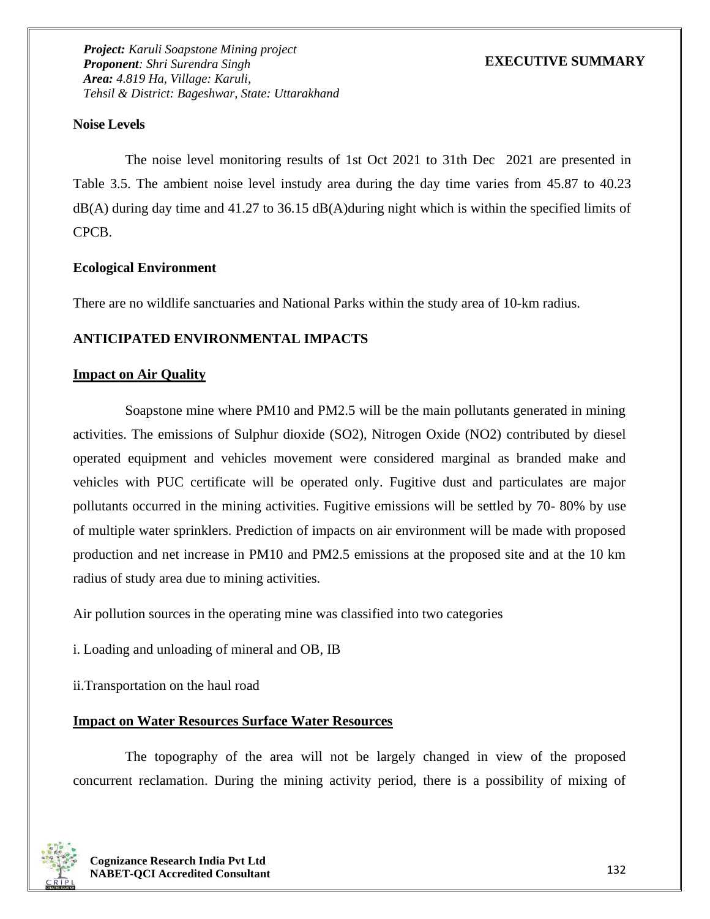**Noise Levels**

The noise level monitoring results of 1st Oct 2021 to 31th Dec 2021 are presented in Table 3.5. The ambient noise level instudy area during the day time varies from 45.87 to 40.23 dB(A) during day time and 41.27 to 36.15 dB(A)during night which is within the specified limits of CPCB.

**Ecological Environment**

There are no wildlife sanctuaries and National Parks within the study area of 10-km radius.

## ANTICIPATED ENVIRONMENTAL IMPACTS

### Impact on Air Quality

Soapstone mine where PM10 and PM2.5 will be the main pollutants generated in mining activities. The emissions of Sulphur dioxide ($SO_2$), Nitrogen Oxide ($NO_2$) contributed by diesel operated equipment and vehicles movement were considered marginal as branded make and vehicles with PUC certificate will be operated only. Fugitive dust and particulates are major pollutants occurred in the mining activities. Fugitive emissions will be settled by 70- 80% by use of multiple water sprinklers. Prediction of impacts on air environment will be made with proposed production and net increase in PM10 and PM2.5 emissions at the proposed site and at the 10 km radius of study area due to mining activities.

Air pollution sources in the operating mine was classified into two categories

i. Loading and unloading of mineral and OB, IB

ii.Transportation on the haul road

### Impact on Water Resources Surface Water Resources

The topography of the area will not be largely changed in view of the proposed concurrent reclamation. During the mining activity period, there is a possibility of mixing of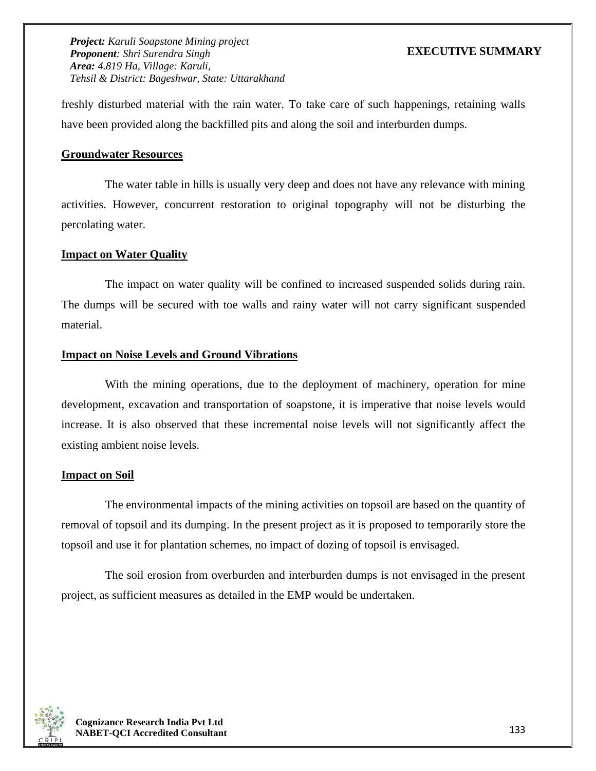freshly disturbed material with the rain water. To take care of such happenings, retaining walls have been provided along the backfilled pits and along the soil and interburden dumps.

**Groundwater Resources**

The water table in hills is usually very deep and does not have any relevance with mining activities. However, concurrent restoration to original topography will not be disturbing the percolating water.

**Impact on Water Quality**

The impact on water quality will be confined to increased suspended solids during rain. The dumps will be secured with toe walls and rainy water will not carry significant suspended material.

**Impact on Noise Levels and Ground Vibrations**

With the mining operations, due to the deployment of machinery, operation for mine development, excavation and transportation of soapstone, it is imperative that noise levels would increase. It is also observed that these incremental noise levels will not significantly affect the existing ambient noise levels.

**Impact on Soil**

The environmental impacts of the mining activities on topsoil are based on the quantity of removal of topsoil and its dumping. In the present project as it is proposed to temporarily store the topsoil and use it for plantation schemes, no impact of dozing of topsoil is envisaged.

The soil erosion from overburden and interburden dumps is not envisaged in the present project, as sufficient measures as detailed in the EMP would be undertaken.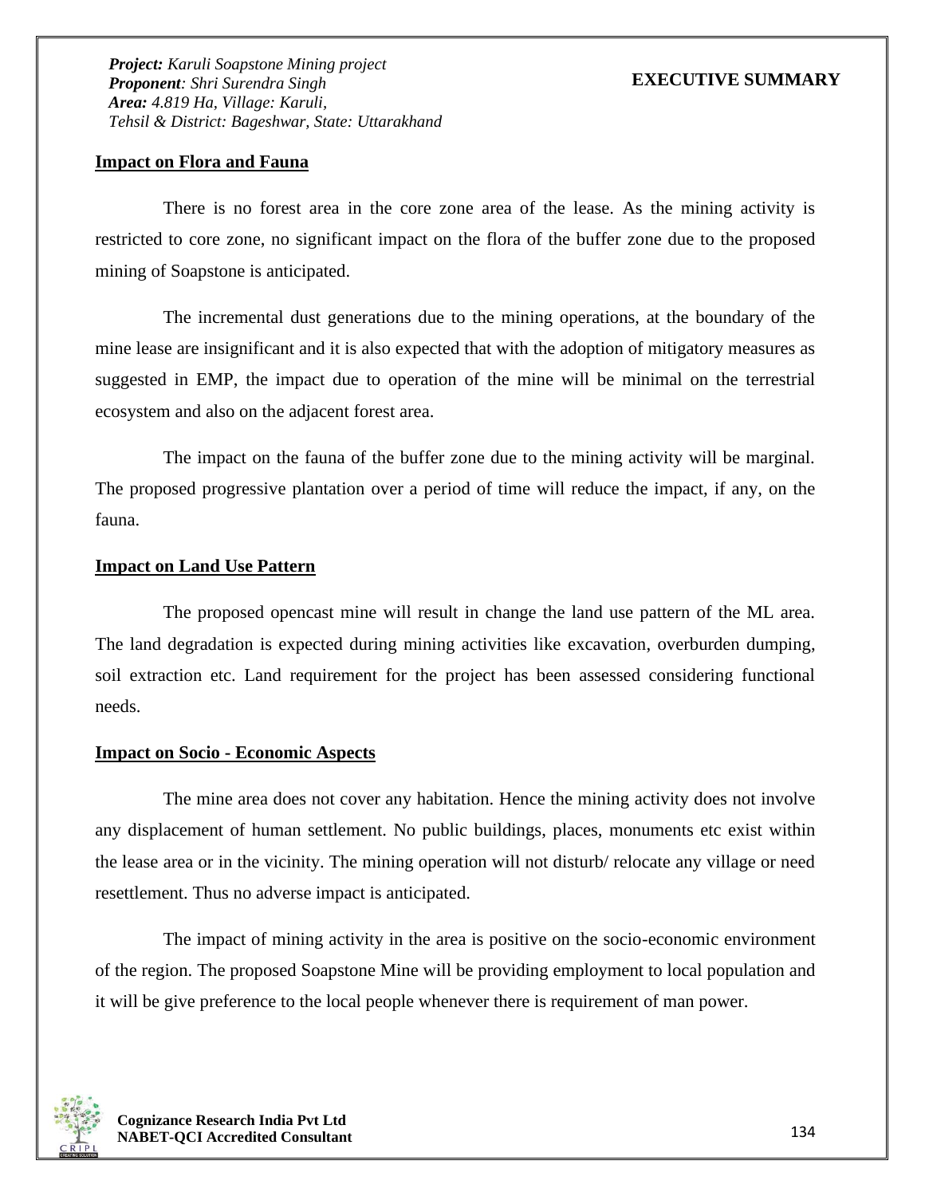## Impact on Flora and Fauna

There is no forest area in the core zone area of the lease. As the mining activity is restricted to core zone, no significant impact on the flora of the buffer zone due to the proposed mining of Soapstone is anticipated.

The incremental dust generations due to the mining operations, at the boundary of the mine lease are insignificant and it is also expected that with the adoption of mitigatory measures as suggested in EMP, the impact due to operation of the mine will be minimal on the terrestrial ecosystem and also on the adjacent forest area.

The impact on the fauna of the buffer zone due to the mining activity will be marginal. The proposed progressive plantation over a period of time will reduce the impact, if any, on the fauna.

## Impact on Land Use Pattern

The proposed opencast mine will result in change the land use pattern of the ML area. The land degradation is expected during mining activities like excavation, overburden dumping, soil extraction etc. Land requirement for the project has been assessed considering functional needs.

## Impact on Socio - Economic Aspects

The mine area does not cover any habitation. Hence the mining activity does not involve any displacement of human settlement. No public buildings, places, monuments etc exist within the lease area or in the vicinity. The mining operation will not disturb/ relocate any village or need resettlement. Thus no adverse impact is anticipated.

The impact of mining activity in the area is positive on the socio-economic environment of the region. The proposed Soapstone Mine will be providing employment to local population and it will be give preference to the local people whenever there is requirement of man power.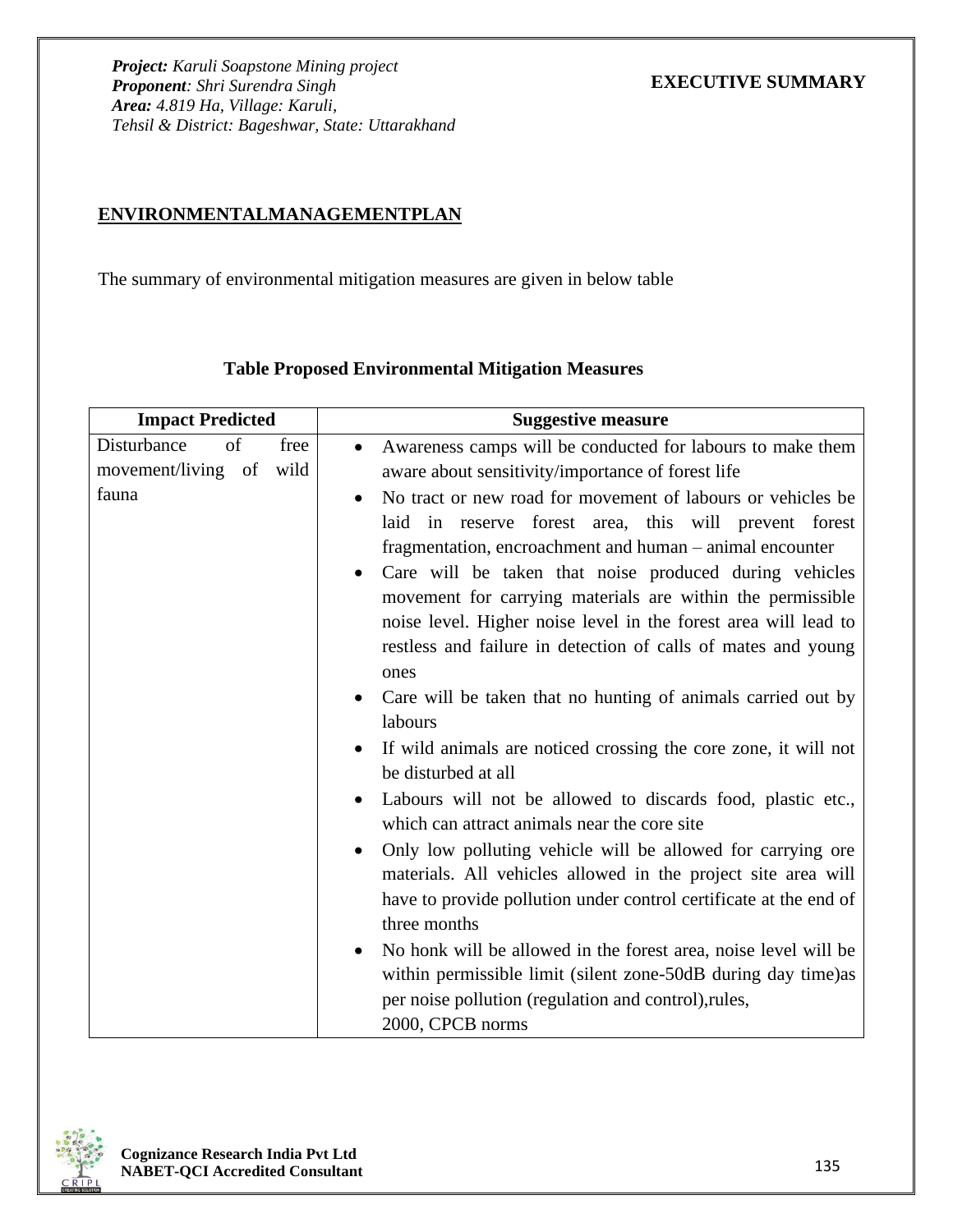## ENVIRONMENTALMANAGEMENTPLAN

The summary of environmental mitigation measures are given in below table

**Table Proposed Environmental Mitigation Measures**

| Impact Predicted | Suggestive measure |
|---|---|
| Disturbance of free movement/living of wild fauna | • Awareness camps will be conducted for labours to make them aware about sensitivity/importance of forest life<br>• No tract or new road for movement of labours or vehicles be laid in reserve forest area, this will prevent forest fragmentation, encroachment and human – animal encounter<br>• Care will be taken that noise produced during vehicles movement for carrying materials are within the permissible noise level. Higher noise level in the forest area will lead to restless and failure in detection of calls of mates and young ones<br>• Care will be taken that no hunting of animals carried out by labours<br>• If wild animals are noticed crossing the core zone, it will not be disturbed at all<br>• Labours will not be allowed to discards food, plastic etc., which can attract animals near the core site<br>• Only low polluting vehicle will be allowed for carrying ore materials. All vehicles allowed in the project site area will have to provide pollution under control certificate at the end of three months<br>• No honk will be allowed in the forest area, noise level will be within permissible limit (silent zone-50dB during day time)as per noise pollution (regulation and control),rules, 2000, CPCB norms |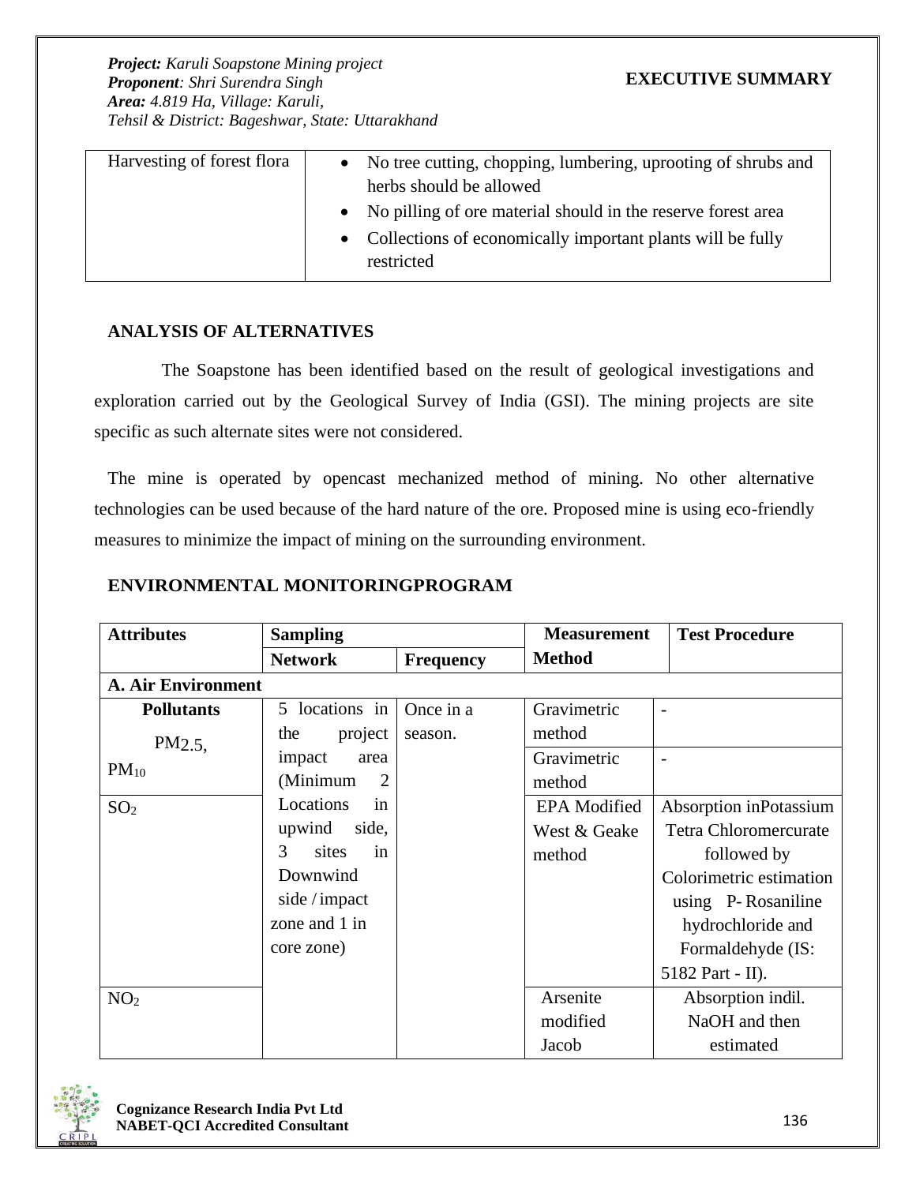| Harvesting of forest flora | • No tree cutting, chopping, lumbering, uprooting of shrubs and herbs should be allowed<br>• No pilling of ore material should in the reserve forest area<br>• Collections of economically important plants will be fully restricted |
|---|---|

## ANALYSIS OF ALTERNATIVES

The Soapstone has been identified based on the result of geological investigations and exploration carried out by the Geological Survey of India (GSI). The mining projects are site specific as such alternate sites were not considered.

The mine is operated by opencast mechanized method of mining. No other alternative technologies can be used because of the hard nature of the ore. Proposed mine is using eco-friendly measures to minimize the impact of mining on the surrounding environment.

## ENVIRONMENTAL MONITORINGPROGRAM

| Attributes | Sampling | | Measurement Method | Test Procedure |
|---|---|---|---|---|
| | Network | Frequency | | |
| **A. Air Environment** | | | | |
| **Pollutants** $PM_{2.5}$, | 5 locations in the project impact area (Minimum 2 Locations in upwind side, 3 sites in Downwind side / impact zone and 1 in core zone) | Once in a season. | Gravimetric method | - |
| $PM_{10}$ | | | Gravimetric method | - |
| $SO_2$ | | | EPA Modified West & Geake method | Absorption inPotassium Tetra Chloromercurate followed by Colorimetric estimation using P- Rosaniline hydrochloride and Formaldehyde (IS: 5182 Part - II). |
| $NO_2$ | | | Arsenite modified Jacob | Absorption indil. NaOH and then estimated |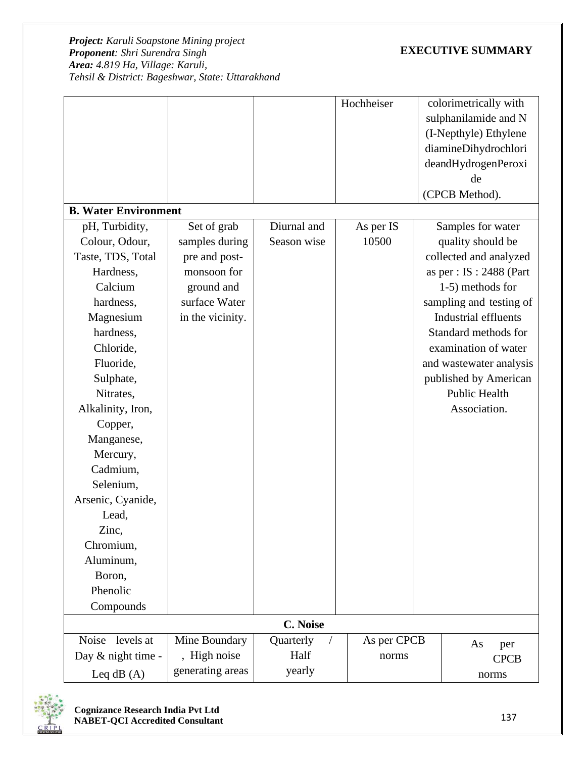|  |  |  | Hochheiser | colorimetrically with sulphanilamide and N (I-Nepthyle) Ethylene diamineDihydrochlorideandHydrogenPeroxide (CPCB Method). |
|---|---|---|---|---|
| **B. Water Environment** | | | | |
| pH, Turbidity, Colour, Odour, Taste, TDS, Total Hardness, Calcium hardness, Magnesium hardness, Chloride, Fluoride, Sulphate, Nitrates, Alkalinity, Iron, Copper, Manganese, Mercury, Cadmium, Selenium, Arsenic, Cyanide, Lead, Zinc, Chromium, Aluminum, Boron, Phenolic Compounds | Set of grab samples during pre and post-monsoon for ground and surface Water in the vicinity. | Diurnal and Season wise | As per IS 10500 | Samples for water quality should be collected and analyzed as per : IS : 2488 (Part 1-5) methods for sampling and testing of Industrial effluents Standard methods for examination of water and wastewater analysis published by American Public Health Association. |
| **C. Noise** | | | | |
| Noise levels at Day & night time - Leq dB (A) | Mine Boundary , High noise generating areas | Quarterly / Half yearly | As per CPCB norms | As per CPCB norms |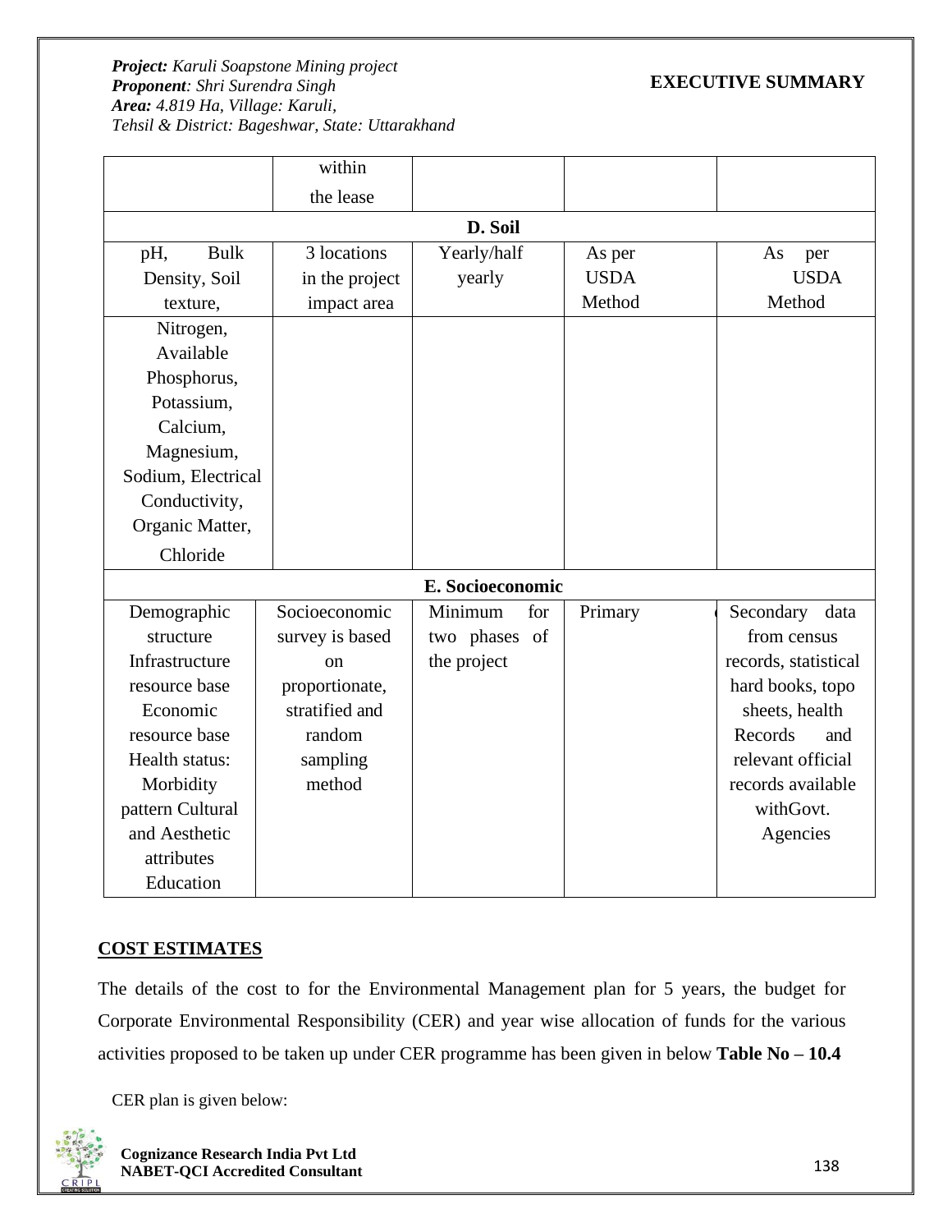|  | within the lease |  |  |  |
|---|---|---|---|---|
| **D. Soil** | | | | |
| pH, Bulk Density, Soil texture, | 3 locations in the project impact area | Yearly/half yearly | As per USDA Method | As per USDA Method |
| Nitrogen, Available Phosphorus, Potassium, Calcium, Magnesium, Sodium, Electrical Conductivity, Organic Matter, Chloride |  |  |  |  |
| **E. Socioeconomic** | | | | |
| Demographic structure Infrastructure resource base Economic resource base Health status: Morbidity pattern Cultural and Aesthetic attributes Education | Socioeconomic survey is based on proportionate, stratified and random sampling method | Minimum for two phases of the project | Primary | Secondary data from census records, statistical hard books, topo sheets, health Records and relevant official records available withGovt. Agencies |

## COST ESTIMATES

The details of the cost to for the Environmental Management plan for 5 years, the budget for Corporate Environmental Responsibility (CER) and year wise allocation of funds for the various activities proposed to be taken up under CER programme has been given in below **Table No – 10.4**

CER plan is given below: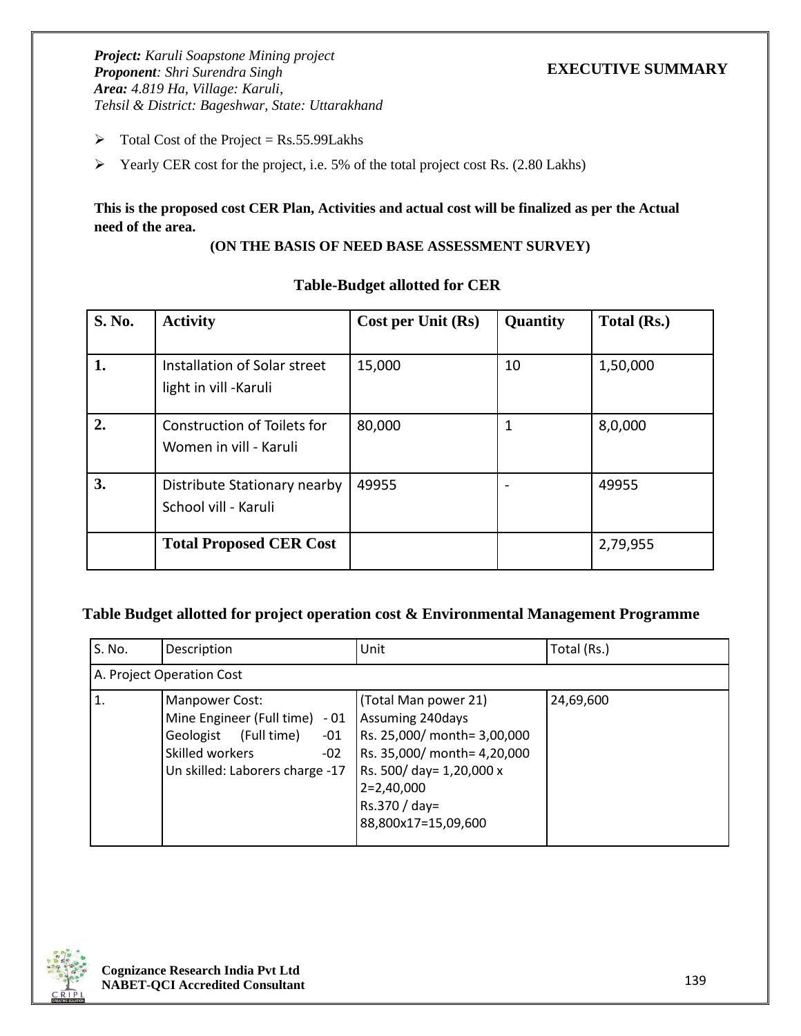- Total Cost of the Project = Rs.55.99Lakhs
- Yearly CER cost for the project, i.e. 5% of the total project cost Rs. (2.80 Lakhs)

**This is the proposed cost CER Plan, Activities and actual cost will be finalized as per the Actual need of the area.**

**(ON THE BASIS OF NEED BASE ASSESSMENT SURVEY)**

**Table-Budget allotted for CER**

| S. No. | Activity | Cost per Unit (Rs) | Quantity | Total (Rs.) |
|---|---|---|---|---|
| 1. | Installation of Solar street light in vill -Karuli | 15,000 | 10 | 1,50,000 |
| 2. | Construction of Toilets for Women in vill - Karuli | 80,000 | 1 | 8,0,000 |
| 3. | Distribute Stationary nearby School vill - Karuli | 49955 | - | 49955 |
| | **Total Proposed CER Cost** | | | 2,79,955 |

**Table Budget allotted for project operation cost & Environmental Management Programme**

| S. No. | Description | Unit | Total (Rs.) |
|---|---|---|---|
| A. Project Operation Cost | | | |
| 1. | Manpower Cost:<br>Mine Engineer (Full time) - 01<br>Geologist (Full time) -01<br>Skilled workers -02<br>Un skilled: Laborers charge -17 | (Total Man power 21)<br>Assuming 240days<br>Rs. 25,000/ month= 3,00,000<br>Rs. 35,000/ month= 4,20,000<br>Rs. 500/ day= 1,20,000 x 2=2,40,000<br>Rs.370 / day= 88,800x17=15,09,600 | 24,69,600 |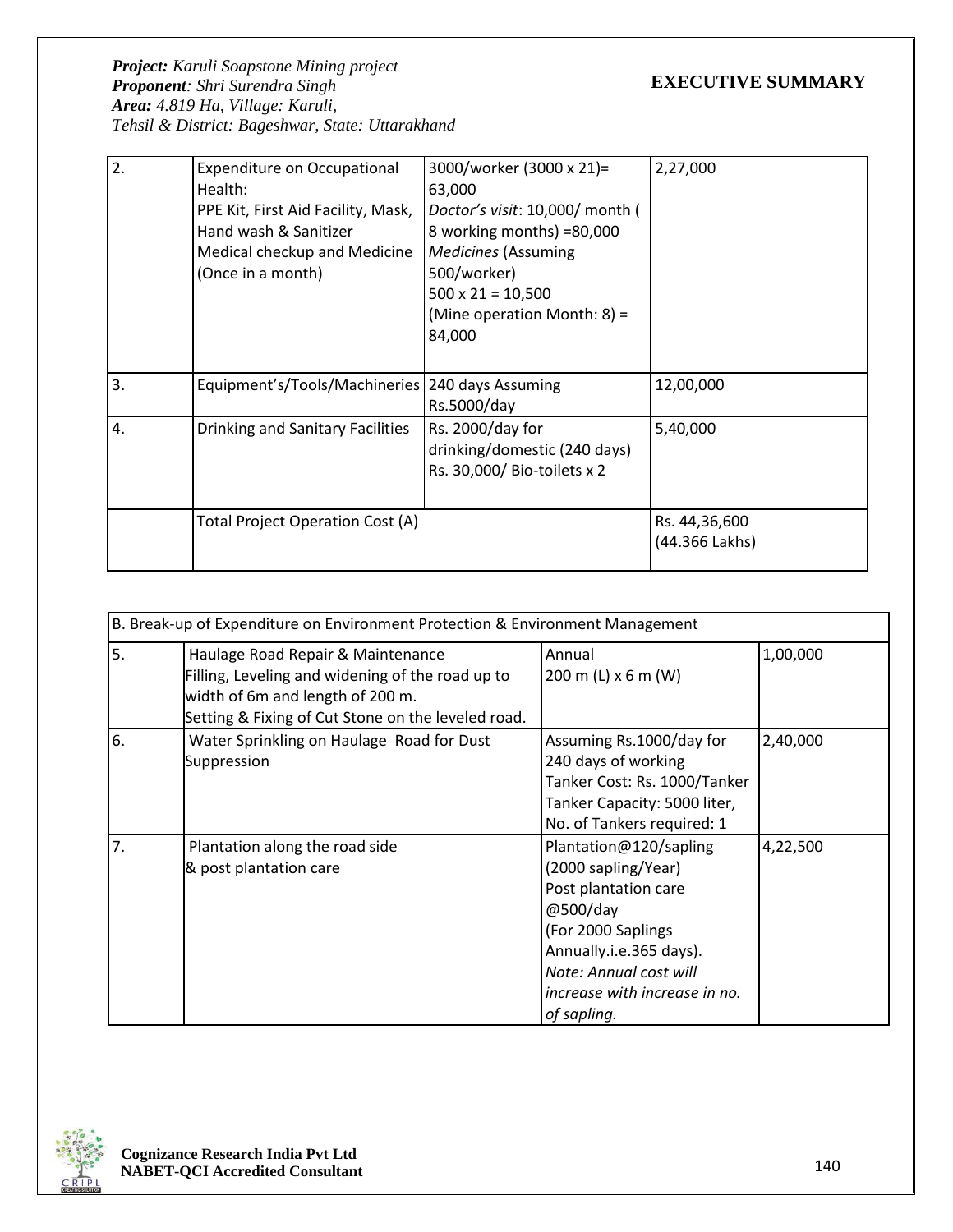| 2. | Expenditure on Occupational Health:<br>PPE Kit, First Aid Facility, Mask, Hand wash & Sanitizer<br>Medical checkup and Medicine (Once in a month) | 3000/worker (3000 x 21)= 63,000<br>*Doctor's visit*: 10,000/ month ( 8 working months) =80,000<br>*Medicines* (Assuming 500/worker)<br>500 x 21 = 10,500<br>(Mine operation Month: 8) = 84,000 | 2,27,000 |
|---|---|---|---|
| 3. | Equipment's/Tools/Machineries | 240 days Assuming Rs.5000/day | 12,00,000 |
| 4. | Drinking and Sanitary Facilities | Rs. 2000/day for drinking/domestic (240 days)<br>Rs. 30,000/ Bio-toilets x 2 | 5,40,000 |
| | Total Project Operation Cost (A) | | Rs. 44,36,600 (44.366 Lakhs) |

| B. Break-up of Expenditure on Environment Protection & Environment Management | | | |
|---|---|---|---|
| 5. | Haulage Road Repair & Maintenance<br>Filling, Leveling and widening of the road up to width of 6m and length of 200 m.<br>Setting & Fixing of Cut Stone on the leveled road. | Annual<br>200 m (L) x 6 m (W) | 1,00,000 |
| 6. | Water Sprinkling on Haulage Road for Dust Suppression | Assuming Rs.1000/day for 240 days of working<br>Tanker Cost: Rs. 1000/Tanker<br>Tanker Capacity: 5000 liter,<br>No. of Tankers required: 1 | 2,40,000 |
| 7. | Plantation along the road side<br>& post plantation care | Plantation@120/sapling (2000 sapling/Year)<br>Post plantation care @500/day<br>(For 2000 Saplings Annually.i.e.365 days).<br>*Note: Annual cost will increase with increase in no. of sapling.* | 4,22,500 |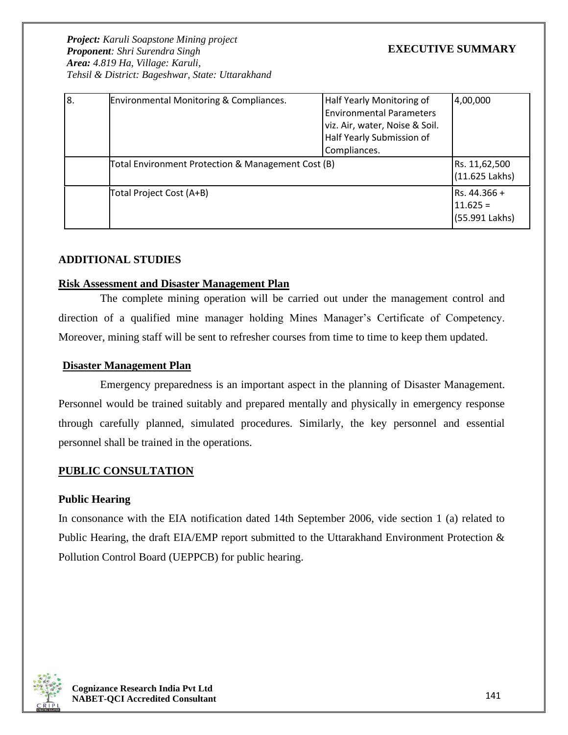| 8. | Environmental Monitoring & Compliances. | Half Yearly Monitoring of Environmental Parameters viz. Air, water, Noise & Soil. Half Yearly Submission of Compliances. | 4,00,000 |
|---|---|---|---|
| | Total Environment Protection & Management Cost (B) | | Rs. 11,62,500 (11.625 Lakhs) |
| | Total Project Cost (A+B) | | Rs. 44.366 + 11.625 = (55.991 Lakhs) |

## ADDITIONAL STUDIES

### Risk Assessment and Disaster Management Plan

The complete mining operation will be carried out under the management control and direction of a qualified mine manager holding Mines Manager's Certificate of Competency. Moreover, mining staff will be sent to refresher courses from time to time to keep them updated.

### Disaster Management Plan

Emergency preparedness is an important aspect in the planning of Disaster Management. Personnel would be trained suitably and prepared mentally and physically in emergency response through carefully planned, simulated procedures. Similarly, the key personnel and essential personnel shall be trained in the operations.

## PUBLIC CONSULTATION

### Public Hearing

In consonance with the EIA notification dated 14th September 2006, vide section 1 (a) related to Public Hearing, the draft EIA/EMP report submitted to the Uttarakhand Environment Protection & Pollution Control Board (UEPPCB) for public hearing.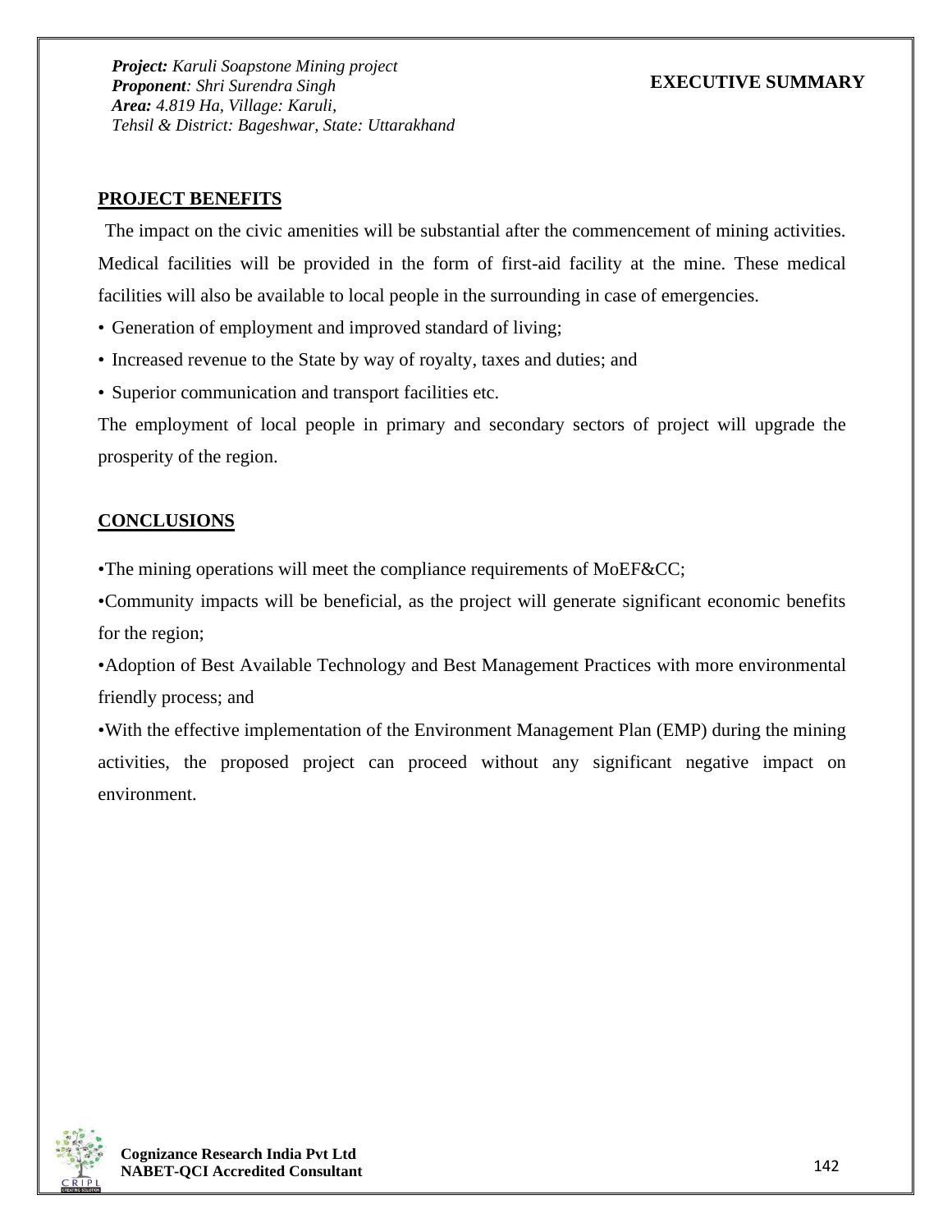## PROJECT BENEFITS

The impact on the civic amenities will be substantial after the commencement of mining activities. Medical facilities will be provided in the form of first-aid facility at the mine. These medical facilities will also be available to local people in the surrounding in case of emergencies.

- Generation of employment and improved standard of living;
- Increased revenue to the State by way of royalty, taxes and duties; and
- Superior communication and transport facilities etc.

The employment of local people in primary and secondary sectors of project will upgrade the prosperity of the region.

## CONCLUSIONS

- The mining operations will meet the compliance requirements of MoEF&CC;
- Community impacts will be beneficial, as the project will generate significant economic benefits for the region;
- Adoption of Best Available Technology and Best Management Practices with more environmental friendly process; and
- With the effective implementation of the Environment Management Plan (EMP) during the mining activities, the proposed project can proceed without any significant negative impact on environment.